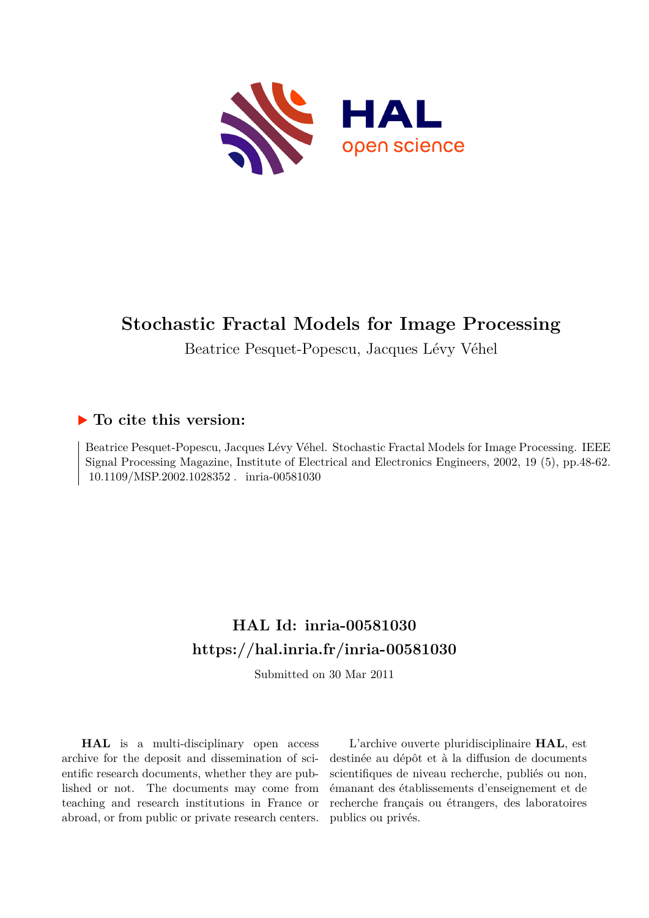# Stochastic Fractal Models for Image Processing

Beatrice Pesquet-Popescu, Jacques Lévy Véhel

## ▶ To cite this version:

Beatrice Pesquet-Popescu, Jacques Lévy Véhel. Stochastic Fractal Models for Image Processing. IEEE Signal Processing Magazine, Institute of Electrical and Electronics Engineers, 2002, 19 (5), pp.48-62. 10.1109/MSP.2002.1028352 . inria-00581030

## HAL Id: inria-00581030

## https://hal.inria.fr/inria-00581030

Submitted on 30 Mar 2011

**HAL** is a multi-disciplinary open access archive for the deposit and dissemination of scientific research documents, whether they are published or not. The documents may come from teaching and research institutions in France or abroad, or from public or private research centers.

L'archive ouverte pluridisciplinaire **HAL**, est destinée au dépôt et à la diffusion de documents scientifiques de niveau recherche, publiés ou non, émanant des établissements d'enseignement et de recherche français ou étrangers, des laboratoires publics ou privés.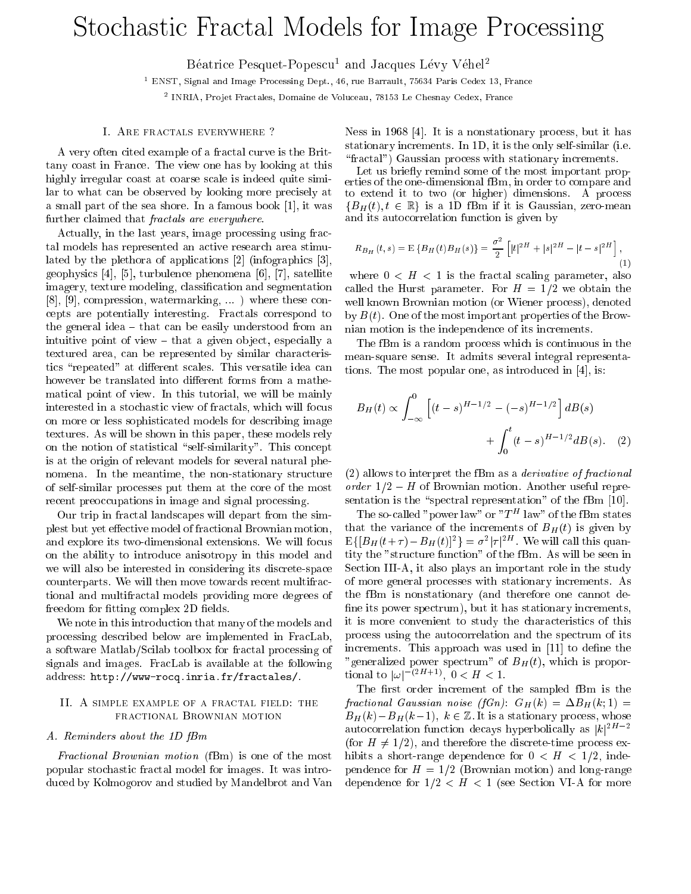# Stochastic Fractal Models for Image Processing

Béatrice Pesquet-Popescu[1] and Jacques Lévy Véhel[2]

[1] ENST, Signal and Image Processing Dept., 46, rue Barrault, 75634 Paris Cedex 13, France

[2] INRIA, Projet Fractales, Domaine de Voluceau, 78153 Le Chesnay Cedex, France

## I. Are fractals everywhere ?

A very often cited example of a fractal curve is the Brittany coast in France. The view one has by looking at this highly irregular coast at coarse scale is indeed quite similar to what can be observed by looking more precisely at a small part of the sea shore. In a famous book [1], it was further claimed that *fractals are everywhere*.

Actually, in the last years, image processing using fractal models has represented an active research area stimulated by the plethora of applications [2] (infographics [3], geophysics [4], [5], turbulence phenomena [6], [7], satellite imagery, texture modeling, classification and segmentation [8], [9], compression, watermarking, ... ) where these concepts are potentially interesting. Fractals correspond to the general idea – that can be easily understood from an intuitive point of view – that a given object, especially a textured area, can be represented by similar characteristics "repeated" at different scales. This versatile idea can however be translated into different forms from a mathematical point of view. In this tutorial, we will be mainly interested in a stochastic view of fractals, which will focus on more or less sophisticated models for describing image textures. As will be shown in this paper, these models rely on the notion of statistical "self-similarity". This concept is at the origin of relevant models for several natural phenomena. In the meantime, the non-stationary structure of self-similar processes put them at the core of the most recent preoccupations in image and signal processing.

Our trip in fractal landscapes will depart from the simplest but yet effective model of fractional Brownian motion, and explore its two-dimensional extensions. We will focus on the ability to introduce anisotropy in this model and we will also be interested in considering its discrete-space counterparts. We will then move towards recent multifractional and multifractal models providing more degrees of freedom for fitting complex 2D fields.

We note in this introduction that many of the models and processing described below are implemented in FracLab, a software Matlab/Scilab toolbox for fractal processing of signals and images. FracLab is available at the following address: http://www-rocq.inria.fr/fractales/.

## II. A simple example of a fractal field: the fractional Brownian motion

### A. Reminders about the 1D fBm

*Fractional Brownian motion* (fBm) is one of the most popular stochastic fractal model for images. It was introduced by Kolmogorov and studied by Mandelbrot and Van Ness in 1968 [4]. It is a nonstationary process, but it has stationary increments. In 1D, it is the only self-similar (i.e. "fractal") Gaussian process with stationary increments.

Let us briefly remind some of the most important properties of the one-dimensional fBm, in order to compare and to extend it to two (or higher) dimensions. A process $\{B_H(t), t \in \mathbb{R}\}$ is a 1D fBm if it is Gaussian, zero-mean and its autocorrelation function is given by

$$R_{B_H}(t,s) = \mathrm{E}\{B_H(t)B_H(s)\} = \frac{\sigma^2}{2}\left[|t|^{2H} + |s|^{2H} - |t-s|^{2H}\right], \tag{1}$$

where $0 < H < 1$ is the fractal scaling parameter, also called the Hurst parameter. For $H = 1/2$ we obtain the well known Brownian motion (or Wiener process), denoted by $B(t)$. One of the most important properties of the Brownian motion is the independence of its increments.

The fBm is a random process which is continuous in the mean-square sense. It admits several integral representations. The most popular one, as introduced in [4], is:

$$B_H(t) \propto \int_{-\infty}^{0}\left[(t-s)^{H-1/2} - (-s)^{H-1/2}\right]dB(s) + \int_{0}^{t}(t-s)^{H-1/2}dB(s). \tag{2}$$

(2) allows to interpret the fBm as a *derivative of fractional order* $1/2 - H$ of Brownian motion. Another useful representation is the "spectral representation" of the fBm [10].

The so-called "power law" or "$T^H$ law" of the fBm states that the variance of the increments of $B_H(t)$ is given by $\mathrm{E}\{[B_H(t+\tau) - B_H(t)]^2\} = \sigma^2|\tau|^{2H}$. We will call this quantity the "structure function" of the fBm. As will be seen in Section III-A, it also plays an important role in the study of more general processes with stationary increments. As the fBm is nonstationary (and therefore one cannot define its power spectrum), but it has stationary increments, it is more convenient to study the characteristics of this process using the autocorrelation and the spectrum of its increments. This approach was used in [11] to define the "generalized power spectrum" of $B_H(t)$, which is proportional to $|\omega|^{-(2H+1)}$, $0 < H < 1$.

The first order increment of the sampled fBm is the *fractional Gaussian noise (fGn)*: $G_H(k) = \Delta B_H(k;1) = B_H(k) - B_H(k-1)$, $k \in \mathbb{Z}$. It is a stationary process, whose autocorrelation function decays hyperbolically as $|k|^{2H-2}$ (for $H \neq 1/2$), and therefore the discrete-time process exhibits a short-range dependence for $0 < H < 1/2$, independence for $H = 1/2$ (Brownian motion) and long-range dependence for $1/2 < H < 1$ (see Section VI-A for more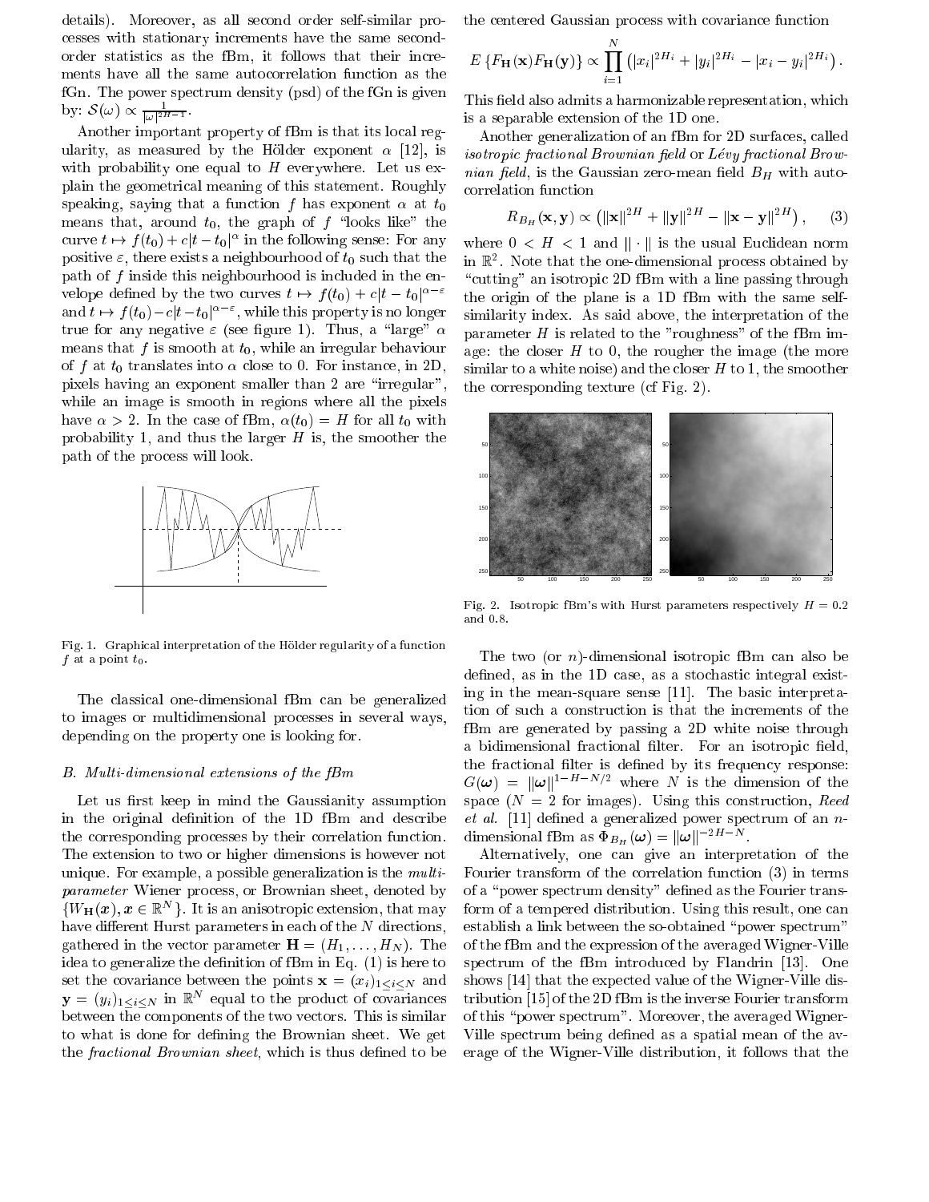details). Moreover, as all second order self-similar processes with stationary increments have the same second-order statistics as the fBm, it follows that their increments have all the same autocorrelation function as the fGn. The power spectrum density (psd) of the fGn is given by: $\mathcal{S}(\omega) \propto \frac{1}{|\omega|^{2H-1}}$.

Another important property of fBm is that its local regularity, as measured by the Hölder exponent $\alpha$ [12], is with probability one equal to $H$ everywhere. Let us explain the geometrical meaning of this statement. Roughly speaking, saying that a function $f$ has exponent $\alpha$ at $t_0$ means that, around $t_0$, the graph of $f$ "looks like" the curve $t \mapsto f(t_0) + c|t - t_0|^\alpha$ in the following sense: For any positive $\varepsilon$, there exists a neighbourhood of $t_0$ such that the path of $f$ inside this neighbourhood is included in the envelope defined by the two curves $t \mapsto f(t_0) + c|t - t_0|^{\alpha-\varepsilon}$ and $t \mapsto f(t_0) - c|t - t_0|^{\alpha-\varepsilon}$, while this property is no longer true for any negative $\varepsilon$ (see figure 1). Thus, a "large" $\alpha$ means that $f$ is smooth at $t_0$, while an irregular behaviour of $f$ at $t_0$ translates into $\alpha$ close to 0. For instance, in 2D, pixels having an exponent smaller than 2 are "irregular", while an image is smooth in regions where all the pixels have $\alpha > 2$. In the case of fBm, $\alpha(t_0) = H$ for all $t_0$ with probability 1, and thus the larger $H$ is, the smoother the path of the process will look.

Fig. 1. Graphical interpretation of the Hölder regularity of a function $f$ at a point $t_0$.

The classical one-dimensional fBm can be generalized to images or multidimensional processes in several ways, depending on the property one is looking for.

### B. Multi-dimensional extensions of the fBm

Let us first keep in mind the Gaussianity assumption in the original definition of the 1D fBm and describe the corresponding processes by their correlation function. The extension to two or higher dimensions is however not unique. For example, a possible generalization is the *multi-parameter* Wiener process, or Brownian sheet, denoted by $\{W_{\mathbf{H}}(\boldsymbol{x}), \boldsymbol{x} \in \mathbb{R}^N\}$. It is an anisotropic extension, that may have different Hurst parameters in each of the $N$ directions, gathered in the vector parameter $\mathbf{H} = (H_1, \ldots, H_N)$. The idea to generalize the definition of fBm in Eq. (1) is here to set the covariance between the points $\mathbf{x} = (x_i)_{1 \le i \le N}$ and $\mathbf{y} = (y_i)_{1 \le i \le N}$ in $\mathbb{R}^N$ equal to the product of covariances between the components of the two vectors. This is similar to what is done for defining the Brownian sheet. We get the *fractional Brownian sheet*, which is thus defined to be the centered Gaussian process with covariance function

$$E\left\{F_{\mathbf{H}}(\mathbf{x}) F_{\mathbf{H}}(\mathbf{y})\right\} \propto \prod_{i=1}^{N} \left(|x_i|^{2H_i} + |y_i|^{2H_i} - |x_i - y_i|^{2H_i}\right).$$

This field also admits a harmonizable representation, which is a separable extension of the 1D one.

Another generalization of an fBm for 2D surfaces, called *isotropic fractional Brownian field* or *Lévy fractional Brownian field*, is the Gaussian zero-mean field $B_H$ with autocorrelation function

$$R_{B_H}(\mathbf{x}, \mathbf{y}) \propto \left(\|\mathbf{x}\|^{2H} + \|\mathbf{y}\|^{2H} - \|\mathbf{x} - \mathbf{y}\|^{2H}\right), \qquad (3)$$

where $0 < H < 1$ and $\|\cdot\|$ is the usual Euclidean norm in $\mathbb{R}^2$. Note that the one-dimensional process obtained by "cutting" an isotropic 2D fBm with a line passing through the origin of the plane is a 1D fBm with the same self-similarity index. As said above, the interpretation of the parameter $H$ is related to the "roughness" of the fBm image: the closer $H$ to 0, the rougher the image (the more similar to a white noise) and the closer $H$ to 1, the smoother the corresponding texture (cf Fig. 2).

Fig. 2. Isotropic fBm's with Hurst parameters respectively $H = 0.2$ and $0.8$.

The two (or $n$)-dimensional isotropic fBm can also be defined, as in the 1D case, as a stochastic integral existing in the mean-square sense [11]. The basic interpretation of such a construction is that the increments of the fBm are generated by passing a 2D white noise through a bidimensional fractional filter. For an isotropic field, the fractional filter is defined by its frequency response: $G(\boldsymbol{\omega}) = \|\boldsymbol{\omega}\|^{1-H-N/2}$ where $N$ is the dimension of the space ($N = 2$ for images). Using this construction, *Reed et al.* [11] defined a generalized power spectrum of an $n$-dimensional fBm as $\Phi_{B_H}(\boldsymbol{\omega}) = \|\boldsymbol{\omega}\|^{-2H-N}$.

Alternatively, one can give an interpretation of the Fourier transform of the correlation function (3) in terms of a "power spectrum density" defined as the Fourier transform of a tempered distribution. Using this result, one can establish a link between the so-obtained "power spectrum" of the fBm and the expression of the averaged Wigner-Ville spectrum of the fBm introduced by Flandrin [13]. One shows [14] that the expected value of the Wigner-Ville distribution [15] of the 2D fBm is the inverse Fourier transform of this "power spectrum". Moreover, the averaged Wigner-Ville spectrum being defined as a spatial mean of the average of the Wigner-Ville distribution, it follows that the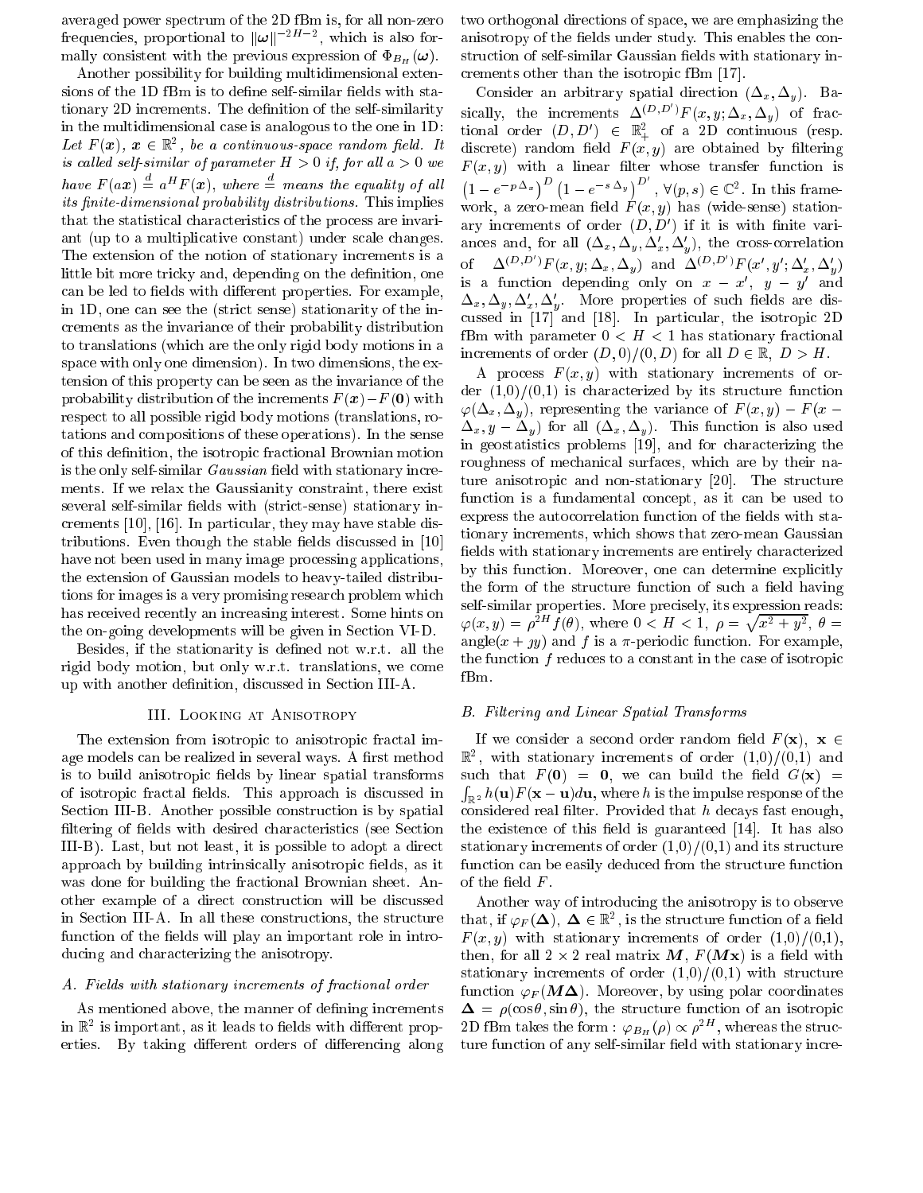averaged power spectrum of the 2D fBm is, for all non-zero frequencies, proportional to $\|\boldsymbol{\omega}\|^{-2H-2}$, which is also formally consistent with the previous expression of $\Phi_{B_H}(\boldsymbol{\omega})$.

Another possibility for building multidimensional extensions of the 1D fBm is to define self-similar fields with stationary 2D increments. The definition of the self-similarity in the multidimensional case is analogous to the one in 1D: *Let $F(\boldsymbol{x})$, $\boldsymbol{x} \in \mathbb{R}^2$, be a continuous-space random field. It is called self-similar of parameter $H > 0$ if, for all $a > 0$ we have $F(a\boldsymbol{x}) \stackrel{d}{=} a^H F(\boldsymbol{x})$, where $\stackrel{d}{=}$ means the equality of all its finite-dimensional probability distributions.* This implies that the statistical characteristics of the process are invariant (up to a multiplicative constant) under scale changes. The extension of the notion of stationary increments is a little bit more tricky and, depending on the definition, one can be led to fields with different properties. For example, in 1D, one can see the (strict sense) stationarity of the increments as the invariance of their probability distribution to translations (which are the only rigid body motions in a space with only one dimension). In two dimensions, the extension of this property can be seen as the invariance of the probability distribution of the increments $F(\boldsymbol{x}) - F(\boldsymbol{0})$ with respect to all possible rigid body motions (translations, rotations and compositions of these operations). In the sense of this definition, the isotropic fractional Brownian motion is the only self-similar *Gaussian* field with stationary increments. If we relax the Gaussianity constraint, there exist several self-similar fields with (strict-sense) stationary increments [10], [16]. In particular, they may have stable distributions. Even though the stable fields discussed in [10] have not been used in many image processing applications, the extension of Gaussian models to heavy-tailed distributions for images is a very promising research problem which has received recently an increasing interest. Some hints on the on-going developments will be given in Section VI-D.

Besides, if the stationarity is defined not w.r.t. all the rigid body motion, but only w.r.t. translations, we come up with another definition, discussed in Section III-A.

## III. Looking at Anisotropy

The extension from isotropic to anisotropic fractal image models can be realized in several ways. A first method is to build anisotropic fields by linear spatial transforms of isotropic fractal fields. This approach is discussed in Section III-B. Another possible construction is by spatial filtering of fields with desired characteristics (see Section III-B). Last, but not least, it is possible to adopt a direct approach by building intrinsically anisotropic fields, as it was done for building the fractional Brownian sheet. Another example of a direct construction will be discussed in Section III-A. In all these constructions, the structure function of the fields will play an important role in introducing and characterizing the anisotropy.

### A. Fields with stationary increments of fractional order

As mentioned above, the manner of defining increments in $\mathbb{R}^2$ is important, as it leads to fields with different properties. By taking different orders of differencing along two orthogonal directions of space, we are emphasizing the anisotropy of the fields under study. This enables the construction of self-similar Gaussian fields with stationary increments other than the isotropic fBm [17].

Consider an arbitrary spatial direction $(\Delta_x, \Delta_y)$. Basically, the increments $\Delta^{(D,D')}F(x,y;\Delta_x,\Delta_y)$ of fractional order $(D,D') \in \mathbb{R}_+^2$ of a 2D continuous (resp. discrete) random field $F(x,y)$ are obtained by filtering $F(x,y)$ with a linear filter whose transfer function is $\left(1-e^{-p\,\Delta_x}\right)^D \left(1-e^{-s\,\Delta_y}\right)^{D'}$, $\forall (p,s) \in \mathbb{C}^2$. In this framework, a zero-mean field $F(x,y)$ has (wide-sense) stationary increments of order $(D,D')$ if it is with finite variances and, for all $(\Delta_x,\Delta_y,\Delta'_x,\Delta'_y)$, the cross-correlation of $\Delta^{(D,D')}F(x,y;\Delta_x,\Delta_y)$ and $\Delta^{(D,D')}F(x',y';\Delta'_x,\Delta'_y)$ is a function depending only on $x-x'$, $y-y'$ and $\Delta_x,\Delta_y,\Delta'_x,\Delta'_y$. More properties of such fields are discussed in [17] and [18]. In particular, the isotropic 2D fBm with parameter $0 < H < 1$ has stationary fractional increments of order $(D,0)/(0,D)$ for all $D \in \mathbb{R}$, $D > H$.

A process $F(x,y)$ with stationary increments of order $(1,0)/(0,1)$ is characterized by its structure function $\varphi(\Delta_x,\Delta_y)$, representing the variance of $F(x,y) - F(x-\Delta_x, y-\Delta_y)$ for all $(\Delta_x,\Delta_y)$. This function is also used in geostatistics problems [19], and for characterizing the roughness of mechanical surfaces, which are by their nature anisotropic and non-stationary [20]. The structure function is a fundamental concept, as it can be used to express the autocorrelation function of the fields with stationary increments, which shows that zero-mean Gaussian fields with stationary increments are entirely characterized by this function. Moreover, one can determine explicitly the form of the structure function of such a field having self-similar properties. More precisely, its expression reads: $\varphi(x,y) = \rho^{2H} f(\theta)$, where $0 < H < 1$, $\rho = \sqrt{x^2+y^2}$, $\theta = \text{angle}(x + \jmath y)$ and $f$ is a $\pi$-periodic function. For example, the function $f$ reduces to a constant in the case of isotropic fBm.

### B. Filtering and Linear Spatial Transforms

If we consider a second order random field $F(\mathbf{x})$, $\mathbf{x} \in \mathbb{R}^2$, with stationary increments of order $(1,0)/(0,1)$ and such that $F(\mathbf{0}) = \mathbf{0}$, we can build the field $G(\mathbf{x}) = \int_{\mathbb{R}^2} h(\mathbf{u}) F(\mathbf{x}-\mathbf{u}) d\mathbf{u}$, where $h$ is the impulse response of the considered real filter. Provided that $h$ decays fast enough, the existence of this field is guaranteed [14]. It has also stationary increments of order $(1,0)/(0,1)$ and its structure function can be easily deduced from the structure function of the field $F$.

Another way of introducing the anisotropy is to observe that, if $\varphi_F(\boldsymbol{\Delta})$, $\boldsymbol{\Delta} \in \mathbb{R}^2$, is the structure function of a field $F(x,y)$ with stationary increments of order $(1,0)/(0,1)$, then, for all $2\times 2$ real matrix $\boldsymbol{M}$, $F(\boldsymbol{M}\mathbf{x})$ is a field with stationary increments of order $(1,0)/(0,1)$ with structure function $\varphi_F(\boldsymbol{M}\boldsymbol{\Delta})$. Moreover, by using polar coordinates $\boldsymbol{\Delta} = \rho(\cos\theta, \sin\theta)$, the structure function of an isotropic 2D fBm takes the form : $\varphi_{B_H}(\rho) \propto \rho^{2H}$, whereas the structure function of any self-similar field with stationary incre-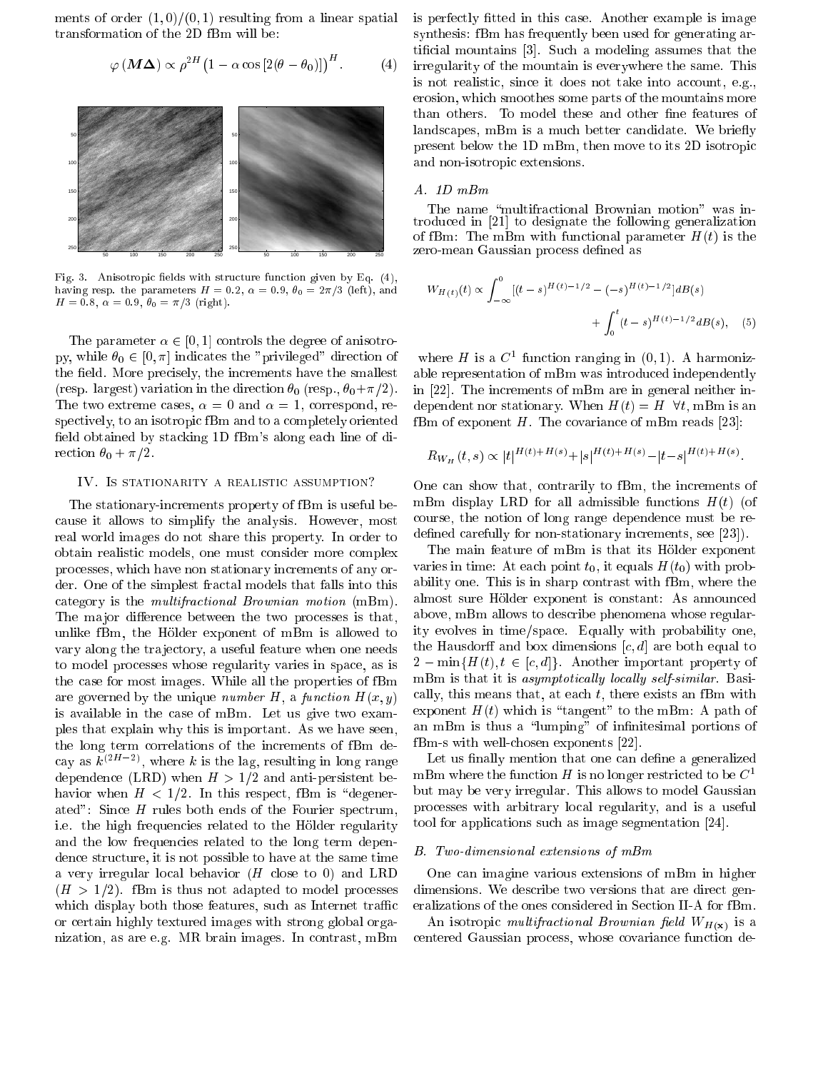ments of order $(1,0)/(0,1)$ resulting from a linear spatial transformation of the 2D fBm will be:

$$\varphi(\boldsymbol{M\Delta}) \propto \rho^{2H}\left(1-\alpha\cos\left[2(\theta-\theta_0)\right]\right)^H. \quad (4)$$

Fig. 3. Anisotropic fields with structure function given by Eq. (4), having resp. the parameters $H=0.2$, $\alpha=0.9$, $\theta_0=2\pi/3$ (left), and $H=0.8$, $\alpha=0.9$, $\theta_0=\pi/3$ (right).

The parameter $\alpha \in [0,1]$ controls the degree of anisotropy, while $\theta_0 \in [0,\pi]$ indicates the "privileged" direction of the field. More precisely, the increments have the smallest (resp. largest) variation in the direction $\theta_0$ (resp., $\theta_0+\pi/2$). The two extreme cases, $\alpha=0$ and $\alpha=1$, correspond, respectively, to an isotropic fBm and to a completely oriented field obtained by stacking 1D fBm's along each line of direction $\theta_0+\pi/2$.

## IV. Is stationarity a realistic assumption?

The stationary-increments property of fBm is useful because it allows to simplify the analysis. However, most real world images do not share this property. In order to obtain realistic models, one must consider more complex processes, which have non stationary increments of any order. One of the simplest fractal models that falls into this category is the *multifractional Brownian motion* (mBm). The major difference between the two processes is that, unlike fBm, the Hölder exponent of mBm is allowed to vary along the trajectory, a useful feature when one needs to model processes whose regularity varies in space, as is the case for most images. While all the properties of fBm are governed by the unique *number* $H$, a *function* $H(x,y)$ is available in the case of mBm. Let us give two examples that explain why this is important. As we have seen, the long term correlations of the increments of fBm decay as $k^{(2H-2)}$, where $k$ is the lag, resulting in long range dependence (LRD) when $H>1/2$ and anti-persistent behavior when $H<1/2$. In this respect, fBm is "degenerated": Since $H$ rules both ends of the Fourier spectrum, i.e. the high frequencies related to the Hölder regularity and the low frequencies related to the long term dependence structure, it is not possible to have at the same time a very irregular local behavior ($H$ close to 0) and LRD ($H>1/2$). fBm is thus not adapted to model processes which display both those features, such as Internet traffic or certain highly textured images with strong global organization, as are e.g. MR brain images. In contrast, mBm is perfectly fitted in this case. Another example is image synthesis: fBm has frequently been used for generating artificial mountains [3]. Such a modeling assumes that the irregularity of the mountain is everywhere the same. This is not realistic, since it does not take into account, e.g., erosion, which smoothes some parts of the mountains more than others. To model these and other fine features of landscapes, mBm is a much better candidate. We briefly present below the 1D mBm, then move to its 2D isotropic and non-isotropic extensions.

### A. 1D mBm

The name "multifractional Brownian motion" was introduced in [21] to designate the following generalization of fBm: The mBm with functional parameter $H(t)$ is the zero-mean Gaussian process defined as

$$W_{H(t)}(t) \propto \int_{-\infty}^{0}[(t-s)^{H(t)-1/2}-(-s)^{H(t)-1/2}]dB(s) + \int_0^t (t-s)^{H(t)-1/2}dB(s), \quad (5)$$

where $H$ is a $C^1$ function ranging in $(0,1)$. A harmonizable representation of mBm was introduced independently in [22]. The increments of mBm are in general neither independent nor stationary. When $H(t)=H \ \ \forall t$, mBm is an fBm of exponent $H$. The covariance of mBm reads [23]:

$$R_{W_H}(t,s) \propto |t|^{H(t)+H(s)}+|s|^{H(t)+H(s)}-|t-s|^{H(t)+H(s)}.$$

One can show that, contrarily to fBm, the increments of mBm display LRD for all admissible functions $H(t)$ (of course, the notion of long range dependence must be redefined carefully for non-stationary increments, see [23]).

The main feature of mBm is that its Hölder exponent varies in time: At each point $t_0$, it equals $H(t_0)$ with probability one. This is in sharp contrast with fBm, where the almost sure Hölder exponent is constant: As announced above, mBm allows to describe phenomena whose regularity evolves in time/space. Equally with probability one, the Hausdorff and box dimensions $[c,d]$ are both equal to $2-\min\{H(t), t\in[c,d]\}$. Another important property of mBm is that it is *asymptotically locally self-similar*. Basically, this means that, at each $t$, there exists an fBm with exponent $H(t)$ which is "tangent" to the mBm: A path of an mBm is thus a "lumping" of infinitesimal portions of fBm-s with well-chosen exponents [22].

Let us finally mention that one can define a generalized mBm where the function $H$ is no longer restricted to be $C^1$ but may be very irregular. This allows to model Gaussian processes with arbitrary local regularity, and is a useful tool for applications such as image segmentation [24].

### B. Two-dimensional extensions of mBm

One can imagine various extensions of mBm in higher dimensions. We describe two versions that are direct generalizations of the ones considered in Section II-A for fBm.

An isotropic *multifractional Brownian field* $W_{H(\mathbf{x})}$ is a centered Gaussian process, whose covariance function de-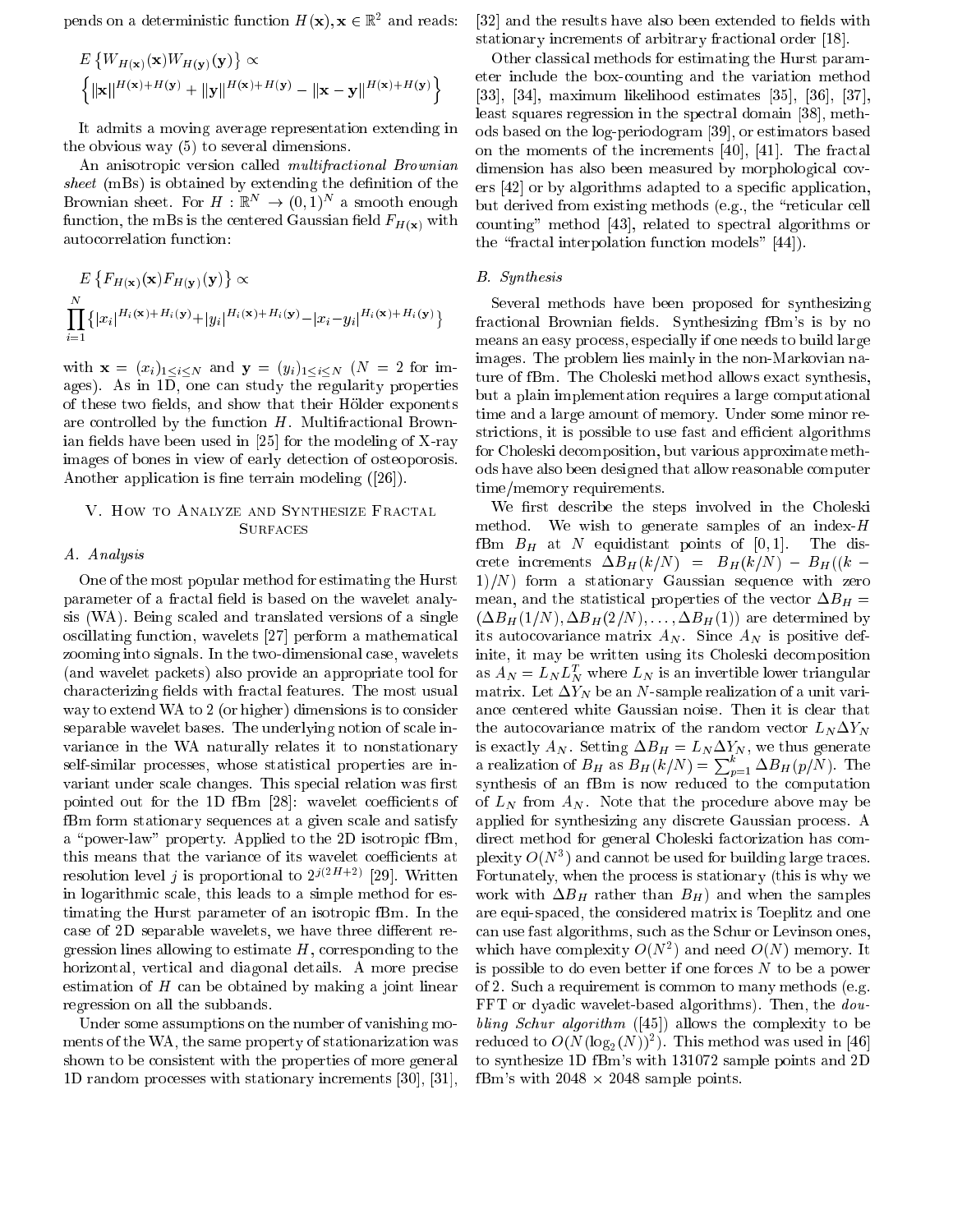pends on a deterministic function $H(\mathbf{x}), \mathbf{x} \in \mathbb{R}^2$ and reads:

$$E\left\{W_{H(\mathbf{x})}(\mathbf{x})W_{H(\mathbf{y})}(\mathbf{y})\right\} \propto$$
$$\left\{\|\mathbf{x}\|^{H(\mathbf{x})+H(\mathbf{y})} + \|\mathbf{y}\|^{H(\mathbf{x})+H(\mathbf{y})} - \|\mathbf{x}-\mathbf{y}\|^{H(\mathbf{x})+H(\mathbf{y})}\right\}$$

It admits a moving average representation extending in the obvious way (5) to several dimensions.

An anisotropic version called *multifractional Brownian sheet* (mBs) is obtained by extending the definition of the Brownian sheet. For $H : \mathbb{R}^N \to (0,1)^N$ a smooth enough function, the mBs is the centered Gaussian field $F_{H(\mathbf{x})}$ with autocorrelation function:

$$E\left\{F_{H(\mathbf{x})}(\mathbf{x})F_{H(\mathbf{y})}(\mathbf{y})\right\} \propto$$
$$\prod_{i=1}^{N}\left\{|x_i|^{H_i(\mathbf{x})+H_i(\mathbf{y})} + |y_i|^{H_i(\mathbf{x})+H_i(\mathbf{y})} - |x_i-y_i|^{H_i(\mathbf{x})+H_i(\mathbf{y})}\right\}$$

with $\mathbf{x} = (x_i)_{1\le i\le N}$ and $\mathbf{y} = (y_i)_{1\le i\le N}$ ($N = 2$ for images). As in 1D, one can study the regularity properties of these two fields, and show that their Hölder exponents are controlled by the function $H$. Multifractional Brownian fields have been used in [25] for the modeling of X-ray images of bones in view of early detection of osteoporosis. Another application is fine terrain modeling ([26]).

## V. How to Analyze and Synthesize Fractal Surfaces

### A. Analysis

One of the most popular method for estimating the Hurst parameter of a fractal field is based on the wavelet analysis (WA). Being scaled and translated versions of a single oscillating function, wavelets [27] perform a mathematical zooming into signals. In the two-dimensional case, wavelets (and wavelet packets) also provide an appropriate tool for characterizing fields with fractal features. The most usual way to extend WA to 2 (or higher) dimensions is to consider separable wavelet bases. The underlying notion of scale invariance in the WA naturally relates it to nonstationary self-similar processes, whose statistical properties are invariant under scale changes. This special relation was first pointed out for the 1D fBm [28]: wavelet coefficients of fBm form stationary sequences at a given scale and satisfy a "power-law" property. Applied to the 2D isotropic fBm, this means that the variance of its wavelet coefficients at resolution level $j$ is proportional to $2^{j(2H+2)}$ [29]. Written in logarithmic scale, this leads to a simple method for estimating the Hurst parameter of an isotropic fBm. In the case of 2D separable wavelets, we have three different regression lines allowing to estimate $H$, corresponding to the horizontal, vertical and diagonal details. A more precise estimation of $H$ can be obtained by making a joint linear regression on all the subbands.

Under some assumptions on the number of vanishing moments of the WA, the same property of stationarization was shown to be consistent with the properties of more general 1D random processes with stationary increments [30], [31], [32] and the results have also been extended to fields with stationary increments of arbitrary fractional order [18].

Other classical methods for estimating the Hurst parameter include the box-counting and the variation method [33], [34], maximum likelihood estimates [35], [36], [37], least squares regression in the spectral domain [38], methods based on the log-periodogram [39], or estimators based on the moments of the increments [40], [41]. The fractal dimension has also been measured by morphological covers [42] or by algorithms adapted to a specific application, but derived from existing methods (e.g., the "reticular cell counting" method [43], related to spectral algorithms or the "fractal interpolation function models" [44]).

### B. Synthesis

Several methods have been proposed for synthesizing fractional Brownian fields. Synthesizing fBm's is by no means an easy process, especially if one needs to build large images. The problem lies mainly in the non-Markovian nature of fBm. The Choleski method allows exact synthesis, but a plain implementation requires a large computational time and a large amount of memory. Under some minor restrictions, it is possible to use fast and efficient algorithms for Choleski decomposition, but various approximate methods have also been designed that allow reasonable computer time/memory requirements.

We first describe the steps involved in the Choleski method. We wish to generate samples of an index-$H$ fBm $B_H$ at $N$ equidistant points of $[0,1]$. The discrete increments $\Delta B_H(k/N) = B_H(k/N) - B_H((k-1)/N)$ form a stationary Gaussian sequence with zero mean, and the statistical properties of the vector $\Delta B_H = (\Delta B_H(1/N), \Delta B_H(2/N), \ldots, \Delta B_H(1))$ are determined by its autocovariance matrix $A_N$. Since $A_N$ is positive definite, it may be written using its Choleski decomposition as $A_N = L_N L_N^T$ where $L_N$ is an invertible lower triangular matrix. Let $\Delta Y_N$ be an $N$-sample realization of a unit variance centered white Gaussian noise. Then it is clear that the autocovariance matrix of the random vector $L_N \Delta Y_N$ is exactly $A_N$. Setting $\Delta B_H = L_N \Delta Y_N$, we thus generate a realization of $B_H$ as $B_H(k/N) = \sum_{p=1}^{k} \Delta B_H(p/N)$. The synthesis of an fBm is now reduced to the computation of $L_N$ from $A_N$. Note that the procedure above may be applied for synthesizing any discrete Gaussian process. A direct method for general Choleski factorization has complexity $O(N^3)$ and cannot be used for building large traces. Fortunately, when the process is stationary (this is why we work with $\Delta B_H$ rather than $B_H$) and when the samples are equi-spaced, the considered matrix is Toeplitz and one can use fast algorithms, such as the Schur or Levinson ones, which have complexity $O(N^2)$ and need $O(N)$ memory. It is possible to do even better if one forces $N$ to be a power of 2. Such a requirement is common to many methods (e.g. FFT or dyadic wavelet-based algorithms). Then, the *doubling Schur algorithm* ([45]) allows the complexity to be reduced to $O(N(\log_2(N))^2)$. This method was used in [46] to synthesize 1D fBm's with 131072 sample points and 2D fBm's with 2048 × 2048 sample points.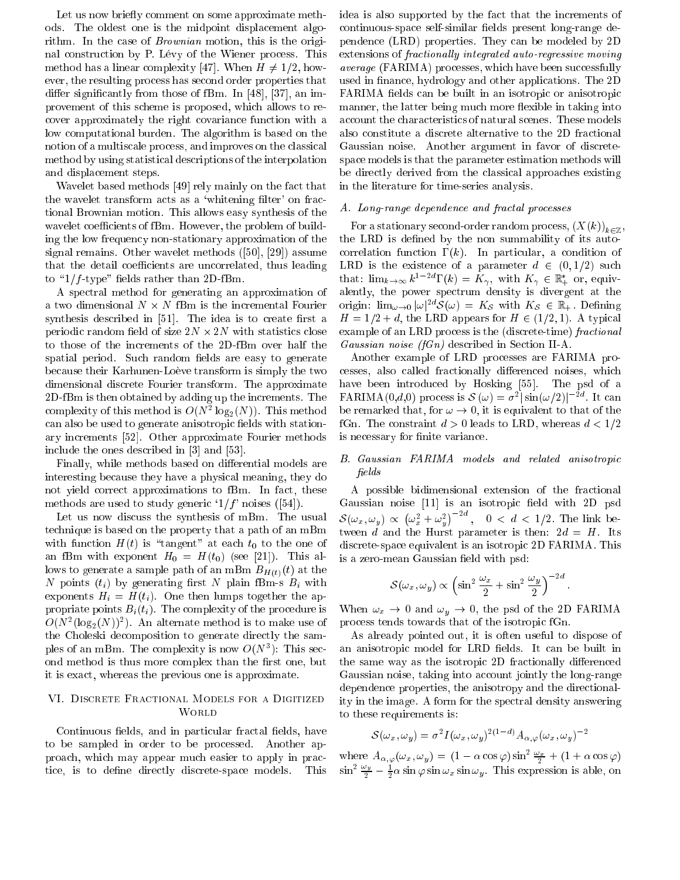Let us now briefly comment on some approximate methods. The oldest one is the midpoint displacement algorithm. In the case of *Brownian* motion, this is the original construction by P. Lévy of the Wiener process. This method has a linear complexity [47]. When $H \neq 1/2$, however, the resulting process has second order properties that differ significantly from those of fBm. In [48], [37], an improvement of this scheme is proposed, which allows to recover approximately the right covariance function with a low computational burden. The algorithm is based on the notion of a multiscale process, and improves on the classical method by using statistical descriptions of the interpolation and displacement steps.

Wavelet based methods [49] rely mainly on the fact that the wavelet transform acts as a 'whitening filter' on fractional Brownian motion. This allows easy synthesis of the wavelet coefficients of fBm. However, the problem of building the low frequency non-stationary approximation of the signal remains. Other wavelet methods ([50], [29]) assume that the detail coefficients are uncorrelated, thus leading to "$1/f$-type" fields rather than 2D-fBm.

A spectral method for generating an approximation of a two dimensional $N \times N$ fBm is the incremental Fourier synthesis described in [51]. The idea is to create first a periodic random field of size $2N \times 2N$ with statistics close to those of the increments of the 2D-fBm over half the spatial period. Such random fields are easy to generate because their Karhunen-Loève transform is simply the two dimensional discrete Fourier transform. The approximate 2D-fBm is then obtained by adding up the increments. The complexity of this method is $O(N^2 \log_2(N))$. This method can also be used to generate anisotropic fields with stationary increments [52]. Other approximate Fourier methods include the ones described in [3] and [53].

Finally, while methods based on differential models are interesting because they have a physical meaning, they do not yield correct approximations to fBm. In fact, these methods are used to study generic '$1/f$' noises ([54]).

Let us now discuss the synthesis of mBm. The usual technique is based on the property that a path of an mBm with function $H(t)$ is "tangent" at each $t_0$ to the one of an fBm with exponent $H_0 = H(t_0)$ (see [21]). This allows to generate a sample path of an mBm $B_{H(t)}(t)$ at the $N$ points $(t_i)$ by generating first $N$ plain fBm-s $B_i$ with exponents $H_i = H(t_i)$. One then lumps together the appropriate points $B_i(t_i)$. The complexity of the procedure is $O(N^2(\log_2(N))^2)$. An alternate method is to make use of the Choleski decomposition to generate directly the samples of an mBm. The complexity is now $O(N^3)$: This second method is thus more complex than the first one, but it is exact, whereas the previous one is approximate.

## VI. Discrete Fractional Models for a Digitized World

Continuous fields, and in particular fractal fields, have to be sampled in order to be processed. Another approach, which may appear much easier to apply in practice, is to define directly discrete-space models. This idea is also supported by the fact that the increments of continuous-space self-similar fields present long-range dependence (LRD) properties. They can be modeled by 2D extensions of *fractionally integrated auto-regressive moving average* (FARIMA) processes, which have been successfully used in finance, hydrology and other applications. The 2D FARIMA fields can be built in an isotropic or anisotropic manner, the latter being much more flexible in taking into account the characteristics of natural scenes. These models also constitute a discrete alternative to the 2D fractional Gaussian noise. Another argument in favor of discrete-space models is that the parameter estimation methods will be directly derived from the classical approaches existing in the literature for time-series analysis.

### A. Long-range dependence and fractal processes

For a stationary second-order random process, $(X(k))_{k \in \mathbb{Z}}$, the LRD is defined by the non summability of its autocorrelation function $\Gamma(k)$. In particular, a condition of LRD is the existence of a parameter $d \in (0, 1/2)$ such that: $\lim_{k \to \infty} k^{1-2d}\Gamma(k) = K_\gamma$, with $K_\gamma \in \mathbb{R}_+^*$ or, equivalently, the power spectrum density is divergent at the origin: $\lim_{\omega \to 0} |\omega|^{2d} \mathcal{S}(\omega) = K_\mathcal{S}$ with $K_\mathcal{S} \in \mathbb{R}_+$. Defining $H = 1/2 + d$, the LRD appears for $H \in (1/2, 1)$. A typical example of an LRD process is the (discrete-time) *fractional Gaussian noise (fGn)* described in Section II-A.

Another example of LRD processes are FARIMA processes, also called fractionally differenced noises, which have been introduced by Hosking [55]. The psd of a FARIMA$(0,d,0)$ process is $\mathcal{S}(\omega) = \sigma^2 |\sin(\omega/2)|^{-2d}$. It can be remarked that, for $\omega \to 0$, it is equivalent to that of the fGn. The constraint $d > 0$ leads to LRD, whereas $d < 1/2$ is necessary for finite variance.

### B. Gaussian FARIMA models and related anisotropic fields

A possible bidimensional extension of the fractional Gaussian noise [11] is an isotropic field with 2D psd $\mathcal{S}(\omega_x, \omega_y) \propto \left(\omega_x^2 + \omega_y^2\right)^{-2d}$, $0 < d < 1/2$. The link between $d$ and the Hurst parameter is then: $2d = H$. Its discrete-space equivalent is an isotropic 2D FARIMA. This is a zero-mean Gaussian field with psd:

$$\mathcal{S}(\omega_x, \omega_y) \propto \left(\sin^2 \frac{\omega_x}{2} + \sin^2 \frac{\omega_y}{2}\right)^{-2d}.$$

When $\omega_x \to 0$ and $\omega_y \to 0$, the psd of the 2D FARIMA process tends towards that of the isotropic fGn.

As already pointed out, it is often useful to dispose of an anisotropic model for LRD fields. It can be built in the same way as the isotropic 2D fractionally differenced Gaussian noise, taking into account jointly the long-range dependence properties, the anisotropy and the directionality in the image. A form for the spectral density answering to these requirements is:

$$\mathcal{S}(\omega_x, \omega_y) = \sigma^2 I(\omega_x, \omega_y)^{2(1-d)} A_{\alpha,\varphi}(\omega_x, \omega_y)^{-2}$$

where $A_{\alpha,\varphi}(\omega_x, \omega_y) = (1 - \alpha \cos\varphi) \sin^2 \frac{\omega_x}{2} + (1 + \alpha \cos\varphi) \sin^2 \frac{\omega_y}{2} - \frac{1}{2}\alpha \sin\varphi \sin\omega_x \sin\omega_y$. This expression is able, on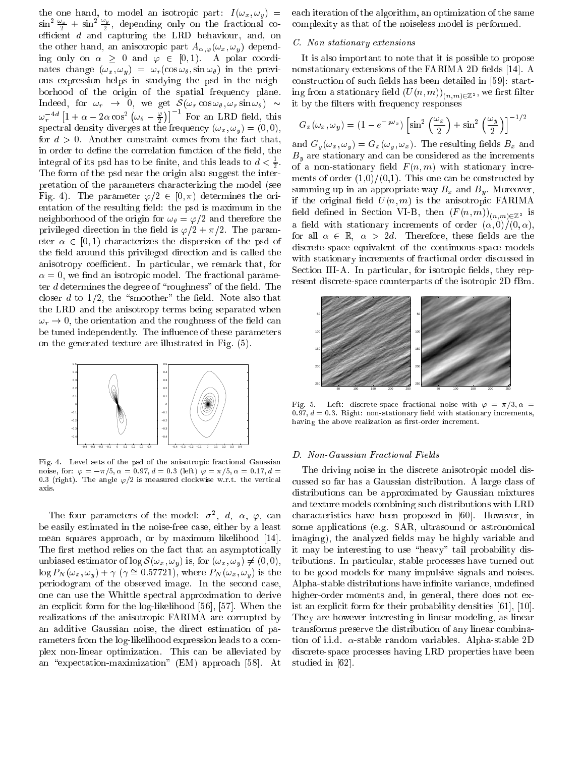the one hand, to model an isotropic part: $I(\omega_x, \omega_y) = \sin^2 \frac{\omega_x}{2} + \sin^2 \frac{\omega_y}{2}$, depending only on the fractional coefficient $d$ and capturing the LRD behaviour, and, on the other hand, an anisotropic part $A_{\alpha,\varphi}(\omega_x, \omega_y)$ depending only on $\alpha \geq 0$ and $\varphi \in [0, 1)$. A polar coordinates change $(\omega_x, \omega_y) = \omega_r(\cos\omega_\theta, \sin\omega_\theta)$ in the previous expression helps in studying the psd in the neighborhood of the origin of the spatial frequency plane. Indeed, for $\omega_r \to 0$, we get $\mathcal{S}(\omega_r \cos\omega_\theta, \omega_r \sin\omega_\theta) \sim \omega_r^{-4d} \left[1 + \alpha - 2\alpha \cos^2\left(\omega_\theta - \frac{\varphi}{2}\right)\right]^{-1}$ For an LRD field, this spectral density diverges at the frequency $(\omega_x, \omega_y) = (0, 0)$, for $d > 0$. Another constraint comes from the fact that, in order to define the correlation function of the field, the integral of its psd has to be finite, and this leads to $d < \frac{1}{2}$. The form of the psd near the origin also suggest the interpretation of the parameters characterizing the model (see Fig. 4). The parameter $\varphi/2 \in [0, \pi)$ determines the orientation of the resulting field: the psd is maximum in the neighborhood of the origin for $\omega_\theta = \varphi/2$ and therefore the privileged direction in the field is $\varphi/2 + \pi/2$. The parameter $\alpha \in [0, 1)$ characterizes the dispersion of the psd of the field around this privileged direction and is called the anisotropy coefficient. In particular, we remark that, for $\alpha = 0$, we find an isotropic model. The fractional parameter $d$ determines the degree of "roughness" of the field. The closer $d$ to $1/2$, the "smoother" the field. Note also that the LRD and the anisotropy terms being separated when $\omega_r \to 0$, the orientation and the roughness of the field can be tuned independently. The influence of these parameters on the generated texture are illustrated in Fig. (5).

Fig. 4. Level sets of the psd of the anisotropic fractional Gaussian noise, for: $\varphi = -\pi/5, \alpha = 0.97, d = 0.3$ (left) $\varphi = \pi/5, \alpha = 0.17, d = 0.3$ (right). The angle $\varphi/2$ is measured clockwise w.r.t. the vertical axis.

The four parameters of the model: $\sigma^2$, $d$, $\alpha$, $\varphi$, can be easily estimated in the noise-free case, either by a least mean squares approach, or by maximum likelihood [14]. The first method relies on the fact that an asymptotically unbiased estimator of $\log \mathcal{S}(\omega_x, \omega_y)$ is, for $(\omega_x, \omega_y) \neq (0, 0)$, $\log P_N(\omega_x, \omega_y) + \gamma$ ($\gamma \cong 0.57721$), where $P_N(\omega_x, \omega_y)$ is the periodogram of the observed image. In the second case, one can use the Whittle spectral approximation to derive an explicit form for the log-likelihood [56], [57]. When the realizations of the anisotropic FARIMA are corrupted by an additive Gaussian noise, the direct estimation of parameters from the log-likelihood expression leads to a complex non-linear optimization. This can be alleviated by an "expectation-maximization" (EM) approach [58]. At each iteration of the algorithm, an optimization of the same complexity as that of the noiseless model is performed.

### C. Non stationary extensions

It is also important to note that it is possible to propose nonstationary extensions of the FARIMA 2D fields [14]. A construction of such fields has been detailed in [59]: starting from a stationary field $(U(n, m))_{(n,m)\in\mathbb{Z}^2}$, we first filter it by the filters with frequency responses

$$G_x(\omega_x, \omega_y) = (1 - e^{-\jmath\omega_x}) \left[\sin^2\left(\frac{\omega_x}{2}\right) + \sin^2\left(\frac{\omega_y}{2}\right)\right]^{-1/2}$$

and $G_y(\omega_x, \omega_y) = G_x(\omega_y, \omega_x)$. The resulting fields $B_x$ and $B_y$ are stationary and can be considered as the increments of a non-stationary field $F(n, m)$ with stationary increments of order (1,0)/(0,1). This one can be constructed by summing up in an appropriate way $B_x$ and $B_y$. Moreover, if the original field $U(n, m)$ is the anisotropic FARIMA field defined in Section VI-B, then $(F(n, m))_{(n,m)\in\mathbb{Z}^2}$ is a field with stationary increments of order $(\alpha, 0)/(0, \alpha)$, for all $\alpha \in \mathbb{R}$, $\alpha > 2d$. Therefore, these fields are the discrete-space equivalent of the continuous-space models with stationary increments of fractional order discussed in Section III-A. In particular, for isotropic fields, they represent discrete-space counterparts of the isotropic 2D fBm.

Fig. 5. Left: discrete-space fractional noise with $\varphi = \pi/3, \alpha = 0.97, d = 0.3$. Right: non-stationary field with stationary increments, having the above realization as first-order increment.

### D. Non-Gaussian Fractional Fields

The driving noise in the discrete anisotropic model discussed so far has a Gaussian distribution. A large class of distributions can be approximated by Gaussian mixtures and texture models combining such distributions with LRD characteristics have been proposed in [60]. However, in some applications (e.g. SAR, ultrasound or astronomical imaging), the analyzed fields may be highly variable and it may be interesting to use "heavy" tail probability distributions. In particular, stable processes have turned out to be good models for many impulsive signals and noises. Alpha-stable distributions have infinite variance, undefined higher-order moments and, in general, there does not exist an explicit form for their probability densities [61], [10]. They are however interesting in linear modeling, as linear transforms preserve the distribution of any linear combination of i.i.d. $\alpha$-stable random variables. Alpha-stable 2D discrete-space processes having LRD properties have been studied in [62].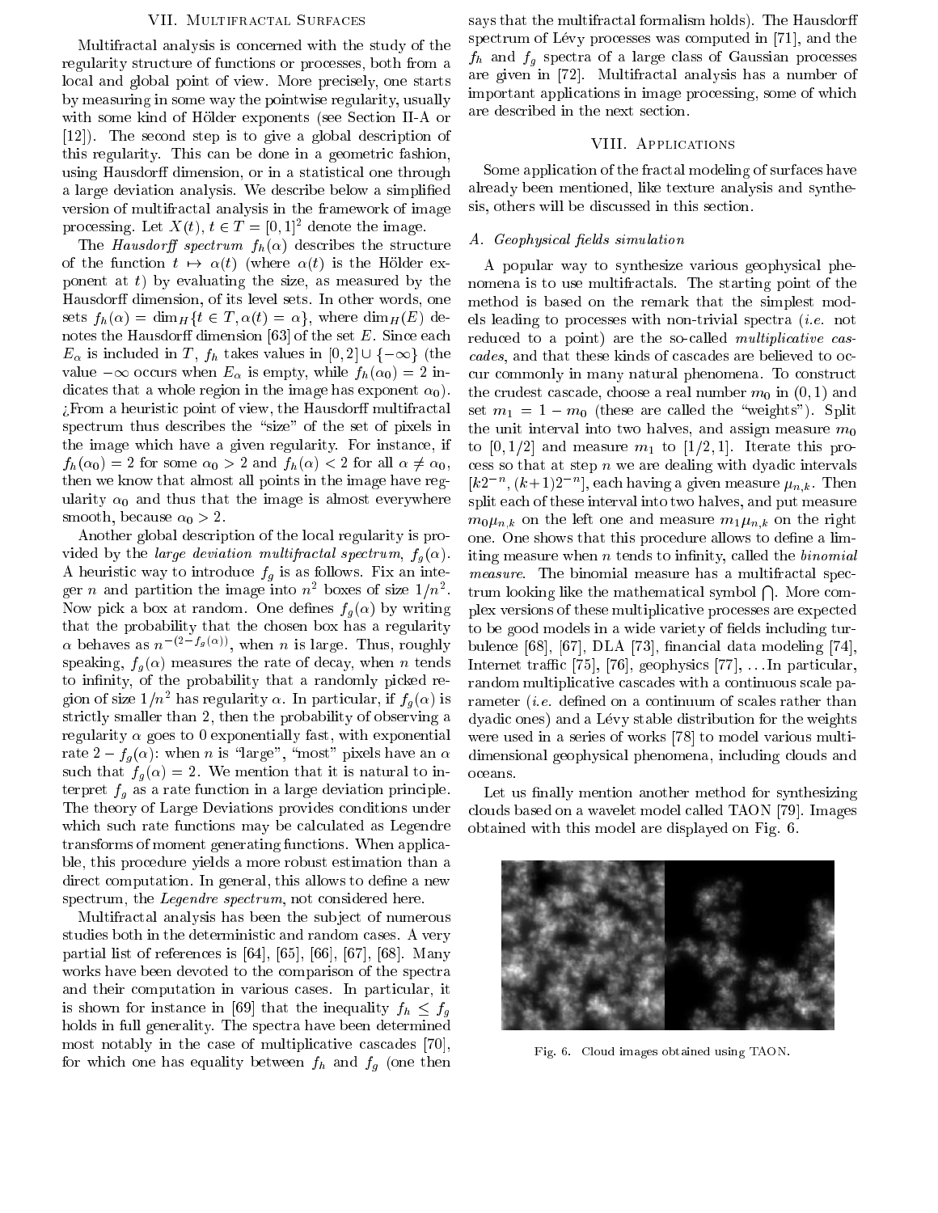## VII. Multifractal Surfaces

Multifractal analysis is concerned with the study of the regularity structure of functions or processes, both from a local and global point of view. More precisely, one starts by measuring in some way the pointwise regularity, usually with some kind of Hölder exponents (see Section II-A or [12]). The second step is to give a global description of this regularity. This can be done in a geometric fashion, using Hausdorff dimension, or in a statistical one through a large deviation analysis. We describe below a simplified version of multifractal analysis in the framework of image processing. Let $X(t)$, $t \in T = [0,1]^2$ denote the image.

The *Hausdorff spectrum* $f_h(\alpha)$ describes the structure of the function $t \mapsto \alpha(t)$ (where $\alpha(t)$ is the Hölder exponent at $t$) by evaluating the size, as measured by the Hausdorff dimension, of its level sets. In other words, one sets $f_h(\alpha) = \dim_H\{t \in T, \alpha(t) = \alpha\}$, where $\dim_H(E)$ denotes the Hausdorff dimension [63] of the set $E$. Since each $E_\alpha$ is included in $T$, $f_h$ takes values in $[0,2] \cup \{-\infty\}$ (the value $-\infty$ occurs when $E_\alpha$ is empty, while $f_h(\alpha_0) = 2$ indicates that a whole region in the image has exponent $\alpha_0$). ¿From a heuristic point of view, the Hausdorff multifractal spectrum thus describes the "size" of the set of pixels in the image which have a given regularity. For instance, if $f_h(\alpha_0) = 2$ for some $\alpha_0 > 2$ and $f_h(\alpha) < 2$ for all $\alpha \neq \alpha_0$, then we know that almost all points in the image have regularity $\alpha_0$ and thus that the image is almost everywhere smooth, because $\alpha_0 > 2$.

Another global description of the local regularity is provided by the *large deviation multifractal spectrum*, $f_g(\alpha)$. A heuristic way to introduce $f_g$ is as follows. Fix an integer $n$ and partition the image into $n^2$ boxes of size $1/n^2$. Now pick a box at random. One defines $f_g(\alpha)$ by writing that the probability that the chosen box has a regularity $\alpha$ behaves as $n^{-(2-f_g(\alpha))}$, when $n$ is large. Thus, roughly speaking, $f_g(\alpha)$ measures the rate of decay, when $n$ tends to infinity, of the probability that a randomly picked region of size $1/n^2$ has regularity $\alpha$. In particular, if $f_g(\alpha)$ is strictly smaller than 2, then the probability of observing a regularity $\alpha$ goes to 0 exponentially fast, with exponential rate $2 - f_g(\alpha)$: when $n$ is "large", "most" pixels have an $\alpha$ such that $f_g(\alpha) = 2$. We mention that it is natural to interpret $f_g$ as a rate function in a large deviation principle. The theory of Large Deviations provides conditions under which such rate functions may be calculated as Legendre transforms of moment generating functions. When applicable, this procedure yields a more robust estimation than a direct computation. In general, this allows to define a new spectrum, the *Legendre spectrum*, not considered here.

Multifractal analysis has been the subject of numerous studies both in the deterministic and random cases. A very partial list of references is [64], [65], [66], [67], [68]. Many works have been devoted to the comparison of the spectra and their computation in various cases. In particular, it is shown for instance in [69] that the inequality $f_h \leq f_g$ holds in full generality. The spectra have been determined most notably in the case of multiplicative cascades [70], for which one has equality between $f_h$ and $f_g$ (one then says that the multifractal formalism holds). The Hausdorff spectrum of Lévy processes was computed in [71], and the $f_h$ and $f_g$ spectra of a large class of Gaussian processes are given in [72]. Multifractal analysis has a number of important applications in image processing, some of which are described in the next section.

## VIII. Applications

Some application of the fractal modeling of surfaces have already been mentioned, like texture analysis and synthesis, others will be discussed in this section.

### A. Geophysical fields simulation

A popular way to synthesize various geophysical phenomena is to use multifractals. The starting point of the method is based on the remark that the simplest models leading to processes with non-trivial spectra (*i.e.* not reduced to a point) are the so-called *multiplicative cascades*, and that these kinds of cascades are believed to occur commonly in many natural phenomena. To construct the crudest cascade, choose a real number $m_0$ in $(0,1)$ and set $m_1 = 1 - m_0$ (these are called the "weights"). Split the unit interval into two halves, and assign measure $m_0$ to $[0,1/2]$ and measure $m_1$ to $[1/2,1]$. Iterate this process so that at step $n$ we are dealing with dyadic intervals $[k2^{-n}, (k+1)2^{-n}]$, each having a given measure $\mu_{n,k}$. Then split each of these interval into two halves, and put measure $m_0\mu_{n,k}$ on the left one and measure $m_1\mu_{n,k}$ on the right one. One shows that this procedure allows to define a limiting measure when $n$ tends to infinity, called the *binomial measure*. The binomial measure has a multifractal spectrum looking like the mathematical symbol $\bigcap$. More complex versions of these multiplicative processes are expected to be good models in a wide variety of fields including turbulence [68], [67], DLA [73], financial data modeling [74], Internet traffic [75], [76], geophysics [77], …In particular, random multiplicative cascades with a continuous scale parameter (*i.e.* defined on a continuum of scales rather than dyadic ones) and a Lévy stable distribution for the weights were used in a series of works [78] to model various multidimensional geophysical phenomena, including clouds and oceans.

Let us finally mention another method for synthesizing clouds based on a wavelet model called TAON [79]. Images obtained with this model are displayed on Fig. 6.

Fig. 6. Cloud images obtained using TAON.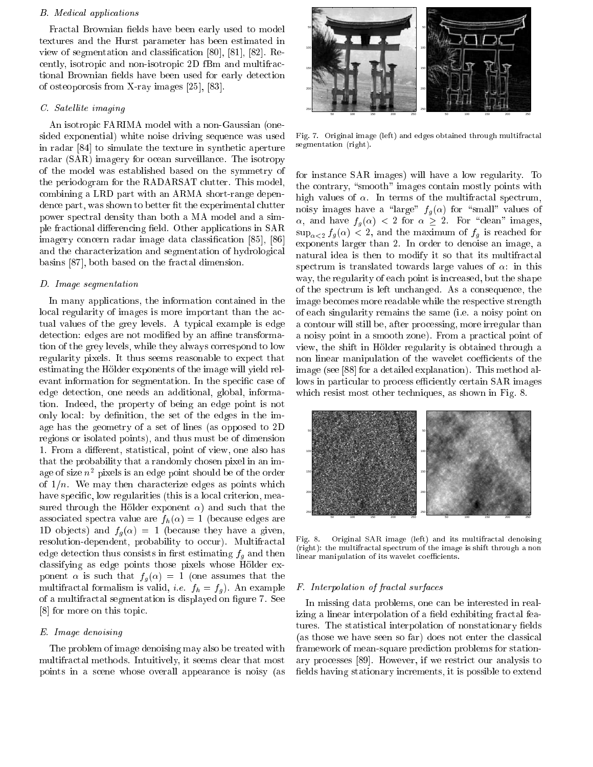### B. Medical applications

Fractal Brownian fields have been early used to model textures and the Hurst parameter has been estimated in view of segmentation and classification [80], [81], [82]. Recently, isotropic and non-isotropic 2D fBm and multifractional Brownian fields have been used for early detection of osteoporosis from X-ray images [25], [83].

### C. Satellite imaging

An isotropic FARIMA model with a non-Gaussian (one-sided exponential) white noise driving sequence was used in radar [84] to simulate the texture in synthetic aperture radar (SAR) imagery for ocean surveillance. The isotropy of the model was established based on the symmetry of the periodogram for the RADARSAT clutter. This model, combining a LRD part with an ARMA short-range dependence part, was shown to better fit the experimental clutter power spectral density than both a MA model and a simple fractional differencing field. Other applications in SAR imagery concern radar image data classification [85], [86] and the characterization and segmentation of hydrological basins [87], both based on the fractal dimension.

### D. Image segmentation

In many applications, the information contained in the local regularity of images is more important than the actual values of the grey levels. A typical example is edge detection: edges are not modified by an affine transformation of the grey levels, while they always correspond to low regularity pixels. It thus seems reasonable to expect that estimating the Hölder exponents of the image will yield relevant information for segmentation. In the specific case of edge detection, one needs an additional, global, information. Indeed, the property of being an edge point is not only local: by definition, the set of the edges in the image has the geometry of a set of lines (as opposed to 2D regions or isolated points), and thus must be of dimension 1. From a different, statistical, point of view, one also has that the probability that a randomly chosen pixel in an image of size $n^2$ pixels is an edge point should be of the order of $1/n$. We may then characterize edges as points which have specific, low regularities (this is a local criterion, measured through the Hölder exponent $\alpha$) and such that the associated spectra value are $f_h(\alpha) = 1$ (because edges are 1D objects) and $f_g(\alpha) = 1$ (because they have a given, resolution-dependent, probability to occur). Multifractal edge detection thus consists in first estimating $f_g$ and then classifying as edge points those pixels whose Hölder exponent $\alpha$ is such that $f_g(\alpha) = 1$ (one assumes that the multifractal formalism is valid, *i.e.* $f_h = f_g$). An example of a multifractal segmentation is displayed on figure 7. See [8] for more on this topic.

### E. Image denoising

The problem of image denoising may also be treated with multifractal methods. Intuitively, it seems clear that most points in a scene whose overall appearance is noisy (as for instance SAR images) will have a low regularity. To the contrary, "smooth" images contain mostly points with high values of $\alpha$. In terms of the multifractal spectrum, noisy images have a "large" $f_g(\alpha)$ for "small" values of $\alpha$, and have $f_g(\alpha) < 2$ for $\alpha \geq 2$. For "clean" images, $\sup_{\alpha<2} f_g(\alpha) < 2$, and the maximum of $f_g$ is reached for exponents larger than 2. In order to denoise an image, a natural idea is then to modify it so that its multifractal spectrum is translated towards large values of $\alpha$: in this way, the regularity of each point is increased, but the shape of the spectrum is left unchanged. As a consequence, the image becomes more readable while the respective strength of each singularity remains the same (i.e. a noisy point on a contour will still be, after processing, more irregular than a noisy point in a smooth zone). From a practical point of view, the shift in Hölder regularity is obtained through a non linear manipulation of the wavelet coefficients of the image (see [88] for a detailed explanation). This method allows in particular to process efficiently certain SAR images which resist most other techniques, as shown in Fig. 8.

Fig. 7. Original image (left) and edges obtained through multifractal segmentation (right).

Fig. 8. Original SAR image (left) and its multifractal denoising (right): the multifractal spectrum of the image is shift through a non linear manipulation of its wavelet coefficients.

### F. Interpolation of fractal surfaces

In missing data problems, one can be interested in realizing a linear interpolation of a field exhibiting fractal features. The statistical interpolation of nonstationary fields (as those we have seen so far) does not enter the classical framework of mean-square prediction problems for stationary processes [89]. However, if we restrict our analysis to fields having stationary increments, it is possible to extend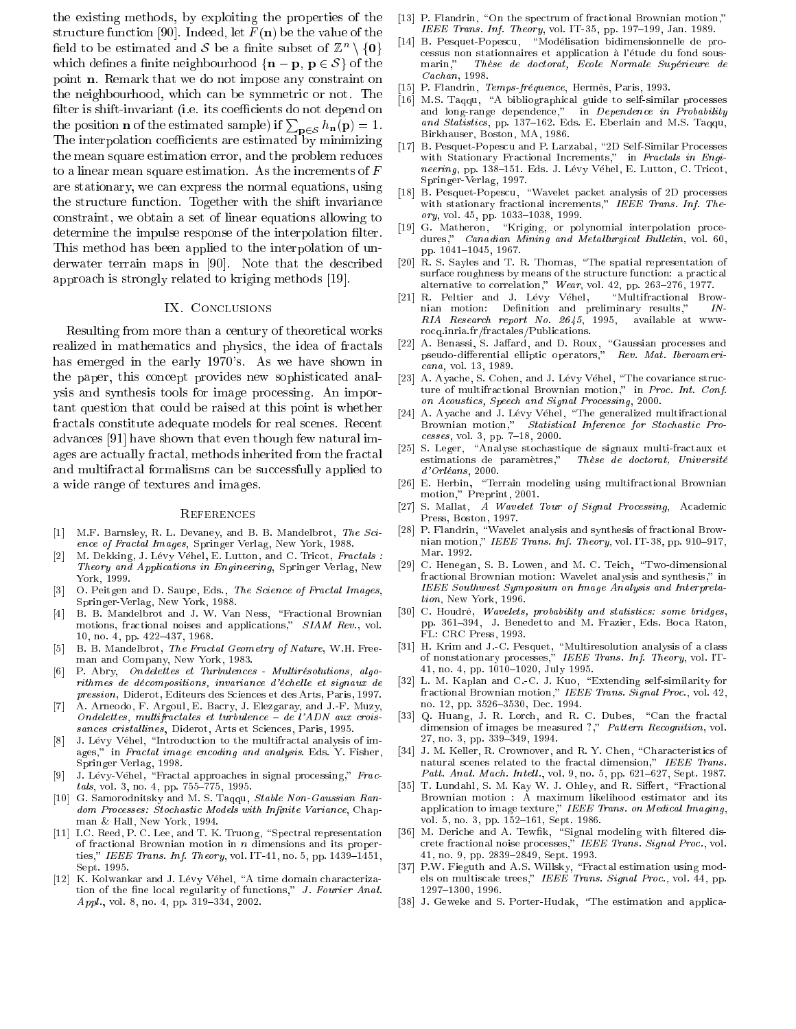the existing methods, by exploiting the properties of the structure function [90]. Indeed, let $F(\mathbf{n})$ be the value of the field to be estimated and $\mathcal{S}$ be a finite subset of $\mathbb{Z}^n \setminus \{\mathbf{0}\}$ which defines a finite neighbourhood $\{\mathbf{n}-\mathbf{p},\ \mathbf{p}\in\mathcal{S}\}$ of the point $\mathbf{n}$. Remark that we do not impose any constraint on the neighbourhood, which can be symmetric or not. The filter is shift-invariant (i.e. its coefficients do not depend on the position $\mathbf{n}$ of the estimated sample) if $\sum_{\mathbf{p}\in\mathcal{S}} h_{\mathbf{n}}(\mathbf{p}) = 1$. The interpolation coefficients are estimated by minimizing the mean square estimation error, and the problem reduces to a linear mean square estimation. As the increments of $F$ are stationary, we can express the normal equations, using the structure function. Together with the shift invariance constraint, we obtain a set of linear equations allowing to determine the impulse response of the interpolation filter. This method has been applied to the interpolation of underwater terrain maps in [90]. Note that the described approach is strongly related to kriging methods [19].

## IX. Conclusions

Resulting from more than a century of theoretical works realized in mathematics and physics, the idea of fractals has emerged in the early 1970's. As we have shown in the paper, this concept provides new sophisticated analysis and synthesis tools for image processing. An important question that could be raised at this point is whether fractals constitute adequate models for real scenes. Recent advances [91] have shown that even though few natural images are actually fractal, methods inherited from the fractal and multifractal formalisms can be successfully applied to a wide range of textures and images.

## References

[1] M.F. Barnsley, R. L. Devaney, and B. B. Mandelbrot, *The Science of Fractal Images*, Springer Verlag, New York, 1988.

[2] M. Dekking, J. Lévy Véhel, E. Lutton, and C. Tricot, *Fractals : Theory and Applications in Engineering*, Springer Verlag, New York, 1999.

[3] O. Peitgen and D. Saupe, Eds., *The Science of Fractal Images*, Springer-Verlag, New York, 1988.

[4] B. B. Mandelbrot and J. W. Van Ness, "Fractional Brownian motions, fractional noises and applications," *SIAM Rev.*, vol. 10, no. 4, pp. 422–437, 1968.

[5] B. B. Mandelbrot, *The Fractal Geometry of Nature*, W.H. Freeman and Company, New York, 1983.

[6] P. Abry, *Ondelettes et Turbulences - Multirésolutions, algorithmes de décompositions, invariance d'échelle et signaux de pression*, Diderot, Editeurs des Sciences et des Arts, Paris, 1997.

[7] A. Arneodo, F. Argoul, E. Bacry, J. Elezgaray, and J.-F. Muzy, *Ondelettes, multifractales et turbulence – de l'ADN aux croissances cristallines*, Diderot, Arts et Sciences, Paris, 1995.

[8] J. Lévy Véhel, "Introduction to the multifractal analysis of images," in *Fractal image encoding and analysis*. Eds. Y. Fisher, Springer Verlag, 1998.

[9] J. Lévy-Véhel, "Fractal approaches in signal processing," *Fractals*, vol. 3, no. 4, pp. 755–775, 1995.

[10] G. Samorodnitsky and M. S. Taqqu, *Stable Non-Gaussian Random Processes: Stochastic Models with Infinite Variance*, Chapman & Hall, New York, 1994.

[11] I.C. Reed, P. C. Lee, and T. K. Truong, "Spectral representation of fractional Brownian motion in $n$ dimensions and its properties," *IEEE Trans. Inf. Theory*, vol. IT-41, no. 5, pp. 1439–1451, Sept. 1995.

[12] K. Kolwankar and J. Lévy Véhel, "A time domain characterization of the fine local regularity of functions," *J. Fourier Anal. Appl.*, vol. 8, no. 4, pp. 319–334, 2002.

[13] P. Flandrin, "On the spectrum of fractional Brownian motion," *IEEE Trans. Inf. Theory*, vol. IT-35, pp. 197–199, Jan. 1989.

[14] B. Pesquet-Popescu, "Modélisation bidimensionnelle de processus non stationnaires et application à l'étude du fond sous-marin," *Thèse de doctorat, Ecole Normale Supérieure de Cachan*, 1998.

[15] P. Flandrin, *Temps-fréquence*, Hermès, Paris, 1993.

[16] M.S. Taqqu, "A bibliographical guide to self-similar processes and long-range dependence," in *Dependence in Probability and Statistics*, pp. 137–162. Eds. E. Eberlain and M.S. Taqqu, Birkhauser, Boston, MA, 1986.

[17] B. Pesquet-Popescu and P. Larzabal, "2D Self-Similar Processes with Stationary Fractional Increments," in *Fractals in Engineering*, pp. 138–151. Eds. J. Lévy Véhel, E. Lutton, C. Tricot, Springer-Verlag, 1997.

[18] B. Pesquet-Popescu, "Wavelet packet analysis of 2D processes with stationary fractional increments," *IEEE Trans. Inf. Theory*, vol. 45, pp. 1033–1038, 1999.

[19] G. Matheron, "Kriging, or polynomial interpolation procedures," *Canadian Mining and Metallurgical Bulletin*, vol. 60, pp. 1041–1045, 1967.

[20] R. S. Sayles and T. R. Thomas, "The spatial representation of surface roughness by means of the structure function: a practical alternative to correlation," *Wear*, vol. 42, pp. 263–276, 1977.

[21] R. Peltier and J. Lévy Véhel, "Multifractional Brownian motion: Definition and preliminary results," *INRIA Research report No. 2645*, 1995, available at www-rocq.inria.fr/fractales/Publications.

[22] A. Benassi, S. Jaffard, and D. Roux, "Gaussian processes and pseudo-differential elliptic operators," *Rev. Mat. Iberoamericana*, vol. 13, 1989.

[23] A. Ayache, S. Cohen, and J. Lévy Véhel, "The covariance structure of multifractional Brownian motion," in *Proc. Int. Conf. on Acoustics, Speech and Signal Processing*, 2000.

[24] A. Ayache and J. Lévy Véhel, "The generalized multifractional Brownian motion," *Statistical Inference for Stochastic Processes*, vol. 3, pp. 7–18, 2000.

[25] S. Leger, "Analyse stochastique de signaux multi-fractaux et estimations de paramètres," *Thèse de doctorat, Université d'Orléans*, 2000.

[26] E. Herbin, "Terrain modeling using multifractional Brownian motion," Preprint, 2001.

[27] S. Mallat, *A Wavelet Tour of Signal Processing*, Academic Press, Boston, 1997.

[28] P. Flandrin, "Wavelet analysis and synthesis of fractional Brownian motion," *IEEE Trans. Inf. Theory*, vol. IT-38, pp. 910–917, Mar. 1992.

[29] C. Henegan, S. B. Lowen, and M. C. Teich, "Two-dimensional fractional Brownian motion: Wavelet analysis and synthesis," in *IEEE Southwest Symposium on Image Analysis and Interpretation*, New York, 1996.

[30] C. Houdré, *Wavelets, probability and statistics: some bridges*, pp. 361–394, J. Benedetto and M. Frazier, Eds. Boca Raton, FL: CRC Press, 1993.

[31] H. Krim and J.-C. Pesquet, "Multiresolution analysis of a class of nonstationary processes," *IEEE Trans. Inf. Theory*, vol. IT-41, no. 4, pp. 1010–1020, July 1995.

[32] L. M. Kaplan and C.-C. J. Kuo, "Extending self-similarity for fractional Brownian motion," *IEEE Trans. Signal Proc.*, vol. 42, no. 12, pp. 3526–3530, Dec. 1994.

[33] Q. Huang, J. R. Lorch, and R. C. Dubes, "Can the fractal dimension of images be measured ?," *Pattern Recognition*, vol. 27, no. 3, pp. 339–349, 1994.

[34] J. M. Keller, R. Crownover, and R. Y. Chen, "Characteristics of natural scenes related to the fractal dimension," *IEEE Trans. Patt. Anal. Mach. Intell.*, vol. 9, no. 5, pp. 621–627, Sept. 1987.

[35] T. Lundahl, S. M. Kay W. J. Ohley, and R. Siffert, "Fractional Brownian motion : A maximum likelihood estimator and its application to image texture," *IEEE Trans. on Medical Imaging*, vol. 5, no. 3, pp. 152–161, Sept. 1986.

[36] M. Deriche and A. Tewfik, "Signal modeling with filtered discrete fractional noise processes," *IEEE Trans. Signal Proc.*, vol. 41, no. 9, pp. 2839–2849, Sept. 1993.

[37] P.W. Fieguth and A.S. Willsky, "Fractal estimation using models on multiscale trees," *IEEE Trans. Signal Proc.*, vol. 44, pp. 1297–1300, 1996.

[38] J. Geweke and S. Porter-Hudak, "The estimation and applica-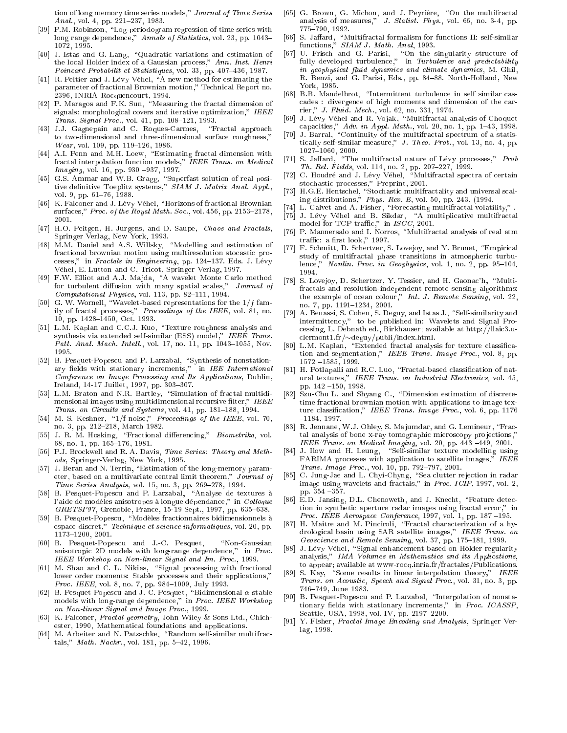tion of long memory time series models," *Journal of Time Series Anal.*, vol. 4, pp. 221–237, 1983.

[39] P.M. Robinson, "Log-periodogram regression of time series with long range dependence," *Annals of Statistics*, vol. 23, pp. 1043–1072, 1995.

[40] J. Istas and G. Lang, "Quadratic variations and estimation of the local Holder index of a Gaussian process," *Ann. Inst. Henri Poincaré Probabilit et Statistiques*, vol. 33, pp. 407–436, 1987.

[41] R. Peltier and J. Lévy Véhel, "A new method for estimating the parameter of fractional Brownian motion," Technical Report no. 2396, INRIA Rocquencourt, 1994.

[42] P. Maragos and F.K. Sun, "Measuring the fractal dimension of signals: morphological covers and iterative optimization," *IEEE Trans. Signal Proc.*, vol. 41, pp. 108–121, 1993.

[43] J.J. Gagnepain and C. Roques-Carmes, "Fractal approach to two-dimensional and three-dimensional surface roughness," *Wear*, vol. 109, pp. 119–126, 1986.

[44] A.I. Penn and M.H. Loew, "Estimating fractal dimension with fractal interpolation function models," *IEEE Trans. on Medical Imaging*, vol. 16, pp. 930 –937, 1997.

[45] G.S. Ammar and W.B. Gragg, "Superfast solution of real positive definitive Toeplitz systems," *SIAM J. Matrix Anal. Appl.*, vol. 9, pp. 61–76, 1988.

[46] K. Falconer and J. Lévy Véhel, "Horizons of fractional Brownian surfaces," *Proc. of the Royal Math. Soc.*, vol. 456, pp. 2153–2178, 2001.

[47] H.O. Peitgen, H. Jurgens, and D. Saupe, *Chaos and Fractals*, Springer Verlag, New York, 1993.

[48] M.M. Daniel and A.S. Willsky, "Modelling and estimation of fractional brownian motion using multiresolution stocastic processes," in *Fractals in Engineering*, pp. 124–137. Eds. J. Lévy Véhel, E. Lutton and C. Tricot, Springer-Verlag, 1997.

[49] F.W. Elliot and A.J. Majda, "A wavelet Monte Carlo method for turbulent diffusion with many spatial scales," *Journal of Computational Physics*, vol. 113, pp. 82–111, 1994.

[50] G. W. Wornell, "Wavelet-based representations for the $1/f$ family of fractal processes," *Proceedings of the IEEE*, vol. 81, no. 10, pp. 1428–1450, Oct. 1993.

[51] L.M. Kaplan and C.C.J. Kuo, "Texture roughness analysis and synthesis via extended self-similar (ESS) model," *IEEE Trans. Patt. Anal. Mach. Intell.*, vol. 17, no. 11, pp. 1043–1055, Nov. 1995.

[52] B. Pesquet-Popescu and P. Larzabal, "Synthesis of nonstationary fields with stationary increments," in *IEE International Conference on Image Processing and Its Applications*, Dublin, Ireland, 14-17 Juillet, 1997, pp. 303–307.

[53] L.M. Braton and N.R. Bartley, "Simulation of fractal multidimensional images using multidimensional recursive filter," *IEEE Trans. on Circuits and Systems*, vol. 41, pp. 181–188, 1994.

[54] M. S. Keshner, "1/f noise," *Proceedings of the IEEE*, vol. 70, no. 3, pp. 212–218, March 1982.

[55] J. R. M. Hosking, "Fractional differencing," *Biometrika*, vol. 68, no. 1, pp. 165–176, 1981.

[56] P.J. Brockwell and R. A. Davis, *Time Series: Theory and Methods*, Springer-Verlag, New York, 1995.

[57] J. Beran and N. Terrin, "Estimation of the long-memory parameter, based on a multivariate central limit theorem," *Journal of Time Series Analysis*, vol. 15, no. 3, pp. 269–278, 1994.

[58] B. Pesquet-Popescu and P. Larzabal, "Analyse de textures à l'aide de modèles anisotropes à longue dépendance," in *Colloque GRETSI'97*, Grenoble, France, 15-19 Sept., 1997, pp. 635–638.

[59] B. Pesquet-Popescu, "Modèles fractionnaires bidimensionnels à espace discret," *Technique et science informatiques*, vol. 20, pp. 1173–1200, 2001.

[60] B. Pesquet-Popescu and J.-C. Pesquet, "Non-Gaussian anisotropic 2D models with long-range dependence," in *Proc. IEEE Workshop on Non-linear Signal and Im. Proc.*, 1999.

[61] M. Shao and C. L. Nikias, "Signal processing with fractional lower order moments: Stable processes and their applications," *Proc. IEEE*, vol. 8, no. 7, pp. 984–1009, July 1993.

[62] B. Pesquet-Popescu and J.-C. Pesquet, "Bidimensional $\alpha$-stable models with long-range dependence," in *Proc. IEEE Workshop on Non-linear Signal and Image Proc.*, 1999.

[63] K. Falconer, *Fractal geometry*, John Wiley & Sons Ltd., Chichester, 1990, Mathematical foundations and applications.

[64] M. Arbeiter and N. Patzschke, "Random self-similar multifractals," *Math. Nachr.*, vol. 181, pp. 5–42, 1996.

[65] G. Brown, G. Michon, and J. Peyrière, "On the multifractal analysis of measures," *J. Statist. Phys.*, vol. 66, no. 3-4, pp. 775–790, 1992.

[66] S. Jaffard, "Multifractal formalism for functions II: self-similar functions," *SIAM J. Math. Anal*, 1993.

[67] U. Frisch and G. Parisi, "On the singularity structure of fully developed turbulence," in *Turbulence and predictability in geophysical fluid dynamics and climate dynamics*, M. Ghil, R. Benzi, and G. Parisi, Eds., pp. 84–88. North-Holland, New York, 1985.

[68] B.B. Mandelbrot, "Intermittent turbulence in self similar cascades : divergence of high moments and dimension of the carrier," *J. Fluid. Mech.*, vol. 62, no. 331, 1974.

[69] J. Lévy Véhel and R. Vojak, "Multifractal analysis of Choquet capacities," *Adv. in Appl. Math.*, vol. 20, no. 1, pp. 1–43, 1998.

[70] J. Barral, "Continuity of the multifractal spectrum of a statistically self-similar measure," *J. Theo. Prob.*, vol. 13, no. 4, pp. 1027–1060, 2000.

[71] S. Jaffard, "The multifractal nature of Lévy processes," *Prob Th. Rel. Fields*, vol. 114, no. 2, pp. 207–227, 1999.

[72] C. Houdré and J. Lévy Véhel, "Multifractal spectra of certain stochastic processes," Preprint, 2001.

[73] H.G.E. Hentschel, "Stochastic multifractality and universal scaling distributions," *Phys. Rev. E*, vol. 50, pp. 243, (1994.

[74] L. Calvet and A. Fisher, "Forecasting multifractal volatility," .

[75] J. Lévy Véhel and B. Sikdar, "A multiplicative multifractal model for TCP traffic," in *ISCC*, 2001.

[76] P. Mannersalo and I. Norros, "Multifractal analysis of real atm traffic: a first look," 1997.

[77] F. Schmitt, D. Schertzer, S. Lovejoy, and Y. Brunet, "Empirical study of multifractal phase transitions in atmospheric turbulence," *Nonlin. Proc. in Geophysics*, vol. 1, no. 2, pp. 95–104, 1994.

[78] S. Lovejoy, D. Schertzer, Y. Tessier, and H. Gaonac'h, "Multifractals and resolution-independent remote sensing algorithms: the example of ocean colour," *Int. J. Remote Sensing*, vol. 22, no. 7, pp. 1191–1234, 2001.

[79] A. Benassi, S. Cohen, S. Deguy, and Istas J., "Self-similarity and intermittency," to be published in: Wavelets and Signal Processing, L. Debnath ed., Birkhauser; available at http://llaic3.u-clermont1.fr/~deguy/publi/index.html.

[80] L.M. Kaplan, "Extended fractal analysis for texture classification and segmentation," *IEEE Trans. Image Proc.*, vol. 8, pp. 1572 –1585, 1999.

[81] H. Potlapalli and R.C. Luo, "Fractal-based classification of natural textures," *IEEE Trans. on Industrial Electronics*, vol. 45, pp. 142 –150, 1998.

[82] Szu-Chu L. and Shyang C., "Dimension estimation of discrete-time fractional brownian motion with applications to image texture classification," *IEEE Trans. Image Proc.*, vol. 6, pp. 1176 –1184, 1997.

[83] R. Jennane, W.J. Ohley, S. Majumdar, and G. Lemineur, "Fractal analysis of bone x-ray tomographic microscopy projections," *IEEE Trans. on Medical Imaging*, vol. 20, pp. 443 –449, 2001.

[84] J. Ilow and H. Leung, "Self-similar texture modelling using FARIMA processes with application to satellite images," *IEEE Trans. Image Proc.*, vol. 10, pp. 792–797, 2001.

[85] C. Jung-Jae and L. Chyi-Chyng, "Sea clutter rejection in radar image using wavelets and fractals," in *Proc. ICIP*, 1997, vol. 2, pp. 354 –357.

[86] E.D. Jansing, D.L. Chenoweth, and J. Knecht, "Feature detection in synthetic aperture radar images using fractal error," in *Proc. IEEE Aerospace Conference*, 1997, vol. 1, pp. 187 –195.

[87] H. Maitre and M. Pinciroli, "Fractal characterization of a hydrological basin using SAR satellite images," *IEEE Trans. on Geoscience and Remote Sensing*, vol. 37, pp. 175–181, 1999.

[88] J. Lévy Véhel, "Signal enhancement based on Hölder regularity analysis," *IMA Volumes in Mathematics and its Applications*, to appear; available at www-rocq.inria.fr/fractales/Publications.

[89] S. Kay, "Some results in linear interpolation theory," *IEEE Trans. on Acoustic, Speech and Signal Proc.*, vol. 31, no. 3, pp. 746–749, June 1983.

[90] B. Pesquet-Popescu and P. Larzabal, "Interpolation of nonstationary fields with stationary increments," in *Proc. ICASSP*, Seattle, USA, 1998, vol. IV, pp. 2197–2200.

[91] Y. Fisher, *Fractal Image Encoding and Analysis*, Springer Verlag, 1998.